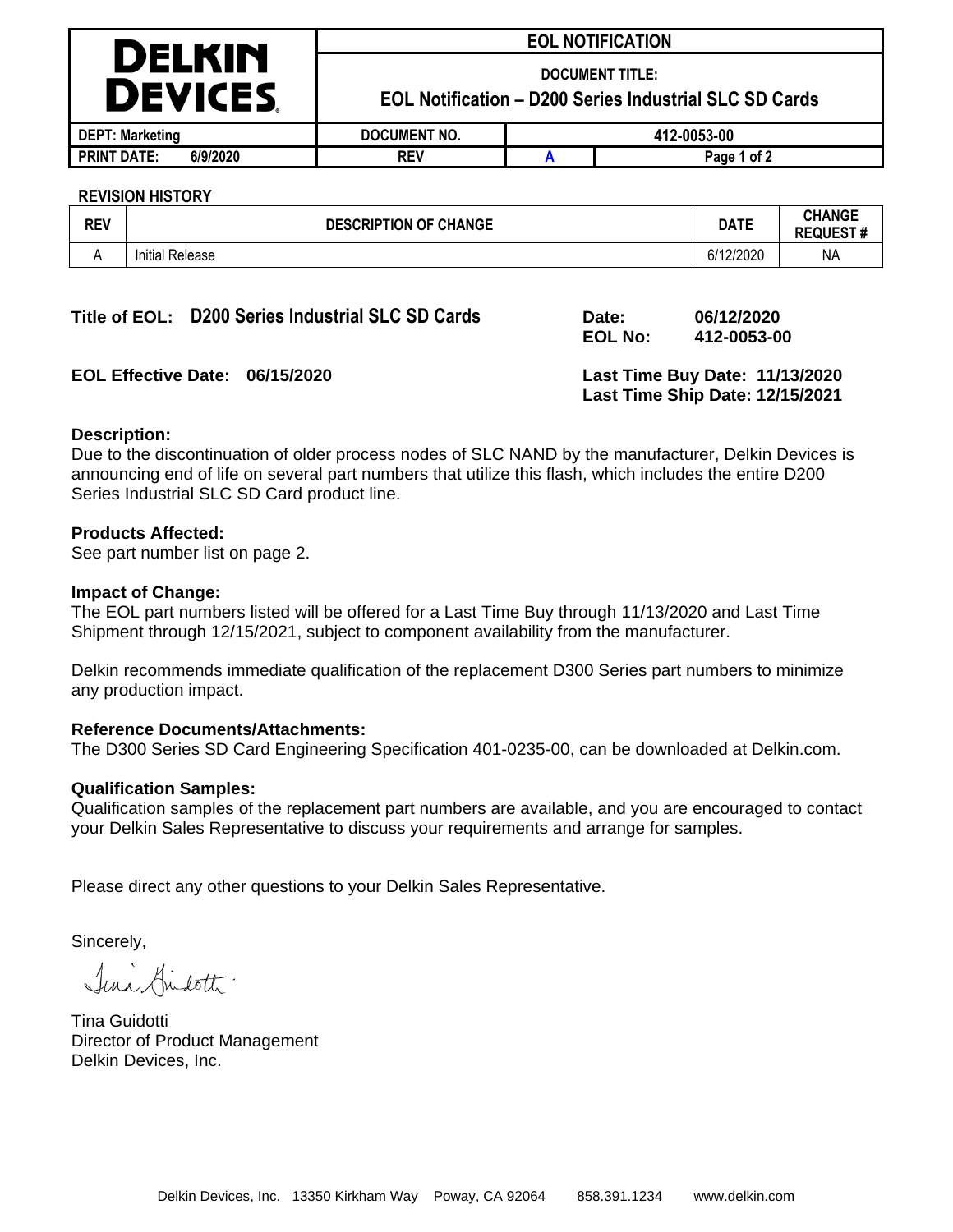| DELKIN DEVICES | EOL NOTIFICATION | | |
|---|---|---|---|
| | DOCUMENT TITLE: EOL Notification – D200 Series Industrial SLC SD Cards | | |
| DEPT: Marketing | DOCUMENT NO. | 412-0053-00 | |
| PRINT DATE: 6/9/2020 | REV | A | |

**REVISION HISTORY**

| REV | DESCRIPTION OF CHANGE | DATE | CHANGE REQUEST # |
|---|---|---|---|
| A | Initial Release | 6/12/2020 | NA |

**Title of EOL: D200 Series Industrial SLC SD Cards**

**Date:** 06/12/2020
**EOL No:** 412-0053-00

**EOL Effective Date: 06/15/2020**

**Last Time Buy Date: 11/13/2020**
**Last Time Ship Date: 12/15/2021**

**Description:**
Due to the discontinuation of older process nodes of SLC NAND by the manufacturer, Delkin Devices is announcing end of life on several part numbers that utilize this flash, which includes the entire D200 Series Industrial SLC SD Card product line.

**Products Affected:**
See part number list on page 2.

**Impact of Change:**
The EOL part numbers listed will be offered for a Last Time Buy through 11/13/2020 and Last Time Shipment through 12/15/2021, subject to component availability from the manufacturer.

Delkin recommends immediate qualification of the replacement D300 Series part numbers to minimize any production impact.

**Reference Documents/Attachments:**
The D300 Series SD Card Engineering Specification 401-0235-00, can be downloaded at Delkin.com.

**Qualification Samples:**
Qualification samples of the replacement part numbers are available, and you are encouraged to contact your Delkin Sales Representative to discuss your requirements and arrange for samples.

Please direct any other questions to your Delkin Sales Representative.

Sincerely,

Tina Guidotti
Director of Product Management
Delkin Devices, Inc.

Delkin Devices, Inc. 13350 Kirkham Way Poway, CA 92064 858.391.1234 www.delkin.com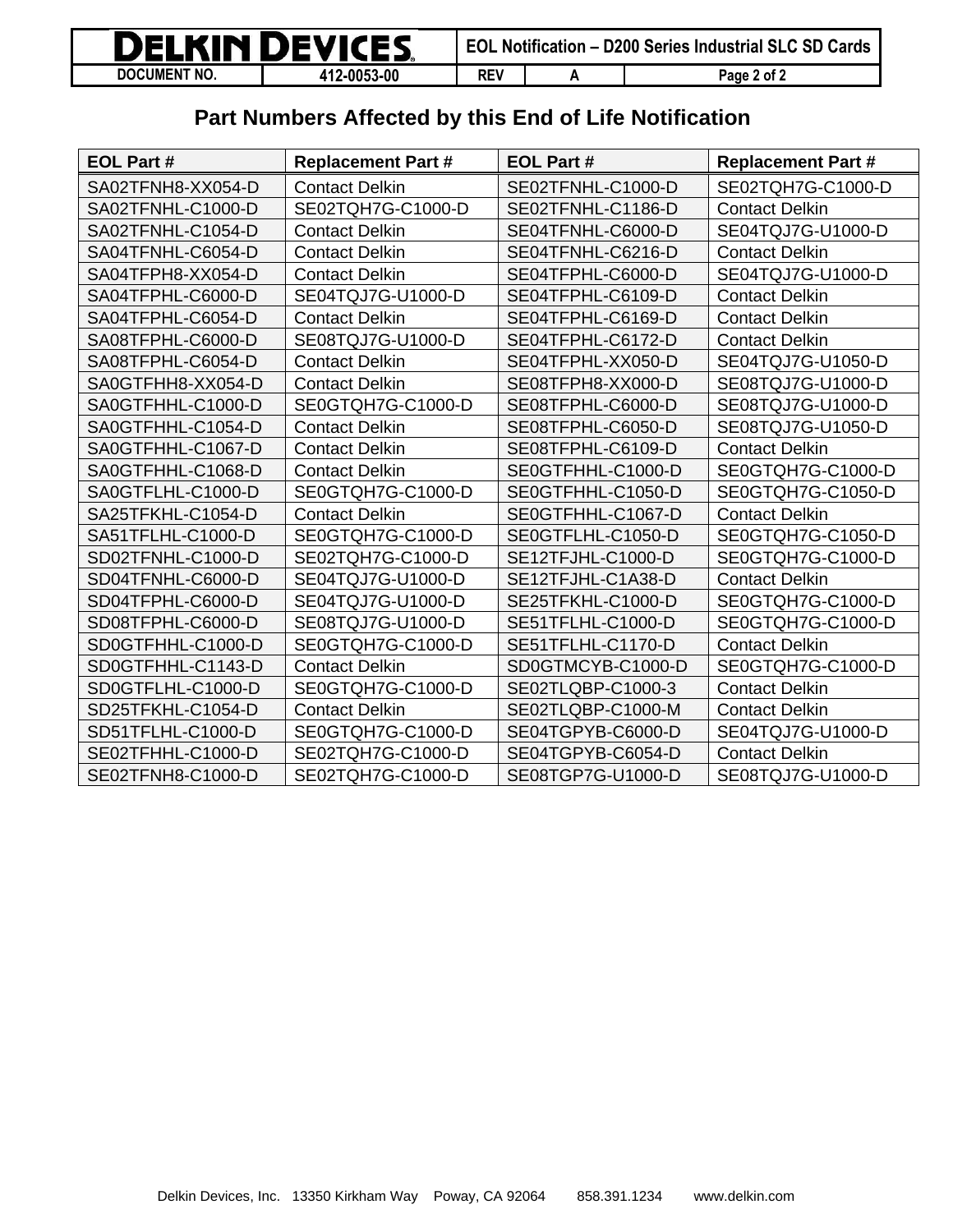## Part Numbers Affected by this End of Life Notification

| EOL Part # | Replacement Part # | EOL Part # | Replacement Part # |
|---|---|---|---|
| SA02TFNH8-XX054-D | Contact Delkin | SE02TFNHL-C1000-D | SE02TQH7G-C1000-D |
| SA02TFNHL-C1000-D | SE02TQH7G-C1000-D | SE02TFNHL-C1186-D | Contact Delkin |
| SA02TFNHL-C1054-D | Contact Delkin | SE04TFNHL-C6000-D | SE04TQJ7G-U1000-D |
| SA04TFNHL-C6054-D | Contact Delkin | SE04TFNHL-C6216-D | Contact Delkin |
| SA04TFPH8-XX054-D | Contact Delkin | SE04TFPHL-C6000-D | SE04TQJ7G-U1000-D |
| SA04TFPHL-C6000-D | SE04TQJ7G-U1000-D | SE04TFPHL-C6109-D | Contact Delkin |
| SA04TFPHL-C6054-D | Contact Delkin | SE04TFPHL-C6169-D | Contact Delkin |
| SA08TFPHL-C6000-D | SE08TQJ7G-U1000-D | SE04TFPHL-C6172-D | Contact Delkin |
| SA08TFPHL-C6054-D | Contact Delkin | SE04TFPHL-XX050-D | SE04TQJ7G-U1050-D |
| SA0GTFHH8-XX054-D | Contact Delkin | SE08TFPH8-XX000-D | SE08TQJ7G-U1000-D |
| SA0GTFHHL-C1000-D | SE0GTQH7G-C1000-D | SE08TFPHL-C6000-D | SE08TQJ7G-U1000-D |
| SA0GTFHHL-C1054-D | Contact Delkin | SE08TFPHL-C6050-D | SE08TQJ7G-U1050-D |
| SA0GTFHHL-C1067-D | Contact Delkin | SE08TFPHL-C6109-D | Contact Delkin |
| SA0GTFHHL-C1068-D | Contact Delkin | SE0GTFHHL-C1000-D | SE0GTQH7G-C1000-D |
| SA0GTFLHL-C1000-D | SE0GTQH7G-C1000-D | SE0GTFHHL-C1050-D | SE0GTQH7G-C1050-D |
| SA25TFKHL-C1054-D | Contact Delkin | SE0GTFHHL-C1067-D | Contact Delkin |
| SA51TFLHL-C1000-D | SE0GTQH7G-C1000-D | SE0GTFLHL-C1050-D | SE0GTQH7G-C1050-D |
| SD02TFNHL-C1000-D | SE02TQH7G-C1000-D | SE12TFJHL-C1000-D | SE0GTQH7G-C1000-D |
| SD04TFNHL-C6000-D | SE04TQJ7G-U1000-D | SE12TFJHL-C1A38-D | Contact Delkin |
| SD04TFPHL-C6000-D | SE04TQJ7G-U1000-D | SE25TFKHL-C1000-D | SE0GTQH7G-C1000-D |
| SD08TFPHL-C6000-D | SE08TQJ7G-U1000-D | SE51TFLHL-C1000-D | SE0GTQH7G-C1000-D |
| SD0GTFHHL-C1000-D | SE0GTQH7G-C1000-D | SE51TFLHL-C1170-D | Contact Delkin |
| SD0GTFHHL-C1143-D | Contact Delkin | SD0GTMCYB-C1000-D | SE0GTQH7G-C1000-D |
| SD0GTFLHL-C1000-D | SE0GTQH7G-C1000-D | SE02TLQBP-C1000-3 | Contact Delkin |
| SD25TFKHL-C1054-D | Contact Delkin | SE02TLQBP-C1000-M | Contact Delkin |
| SD51TFLHL-C1000-D | SE0GTQH7G-C1000-D | SE04TGPYB-C6000-D | SE04TQJ7G-U1000-D |
| SE02TFHHL-C1000-D | SE02TQH7G-C1000-D | SE04TGPYB-C6054-D | Contact Delkin |
| SE02TFNH8-C1000-D | SE02TQH7G-C1000-D | SE08TGP7G-U1000-D | SE08TQJ7G-U1000-D |